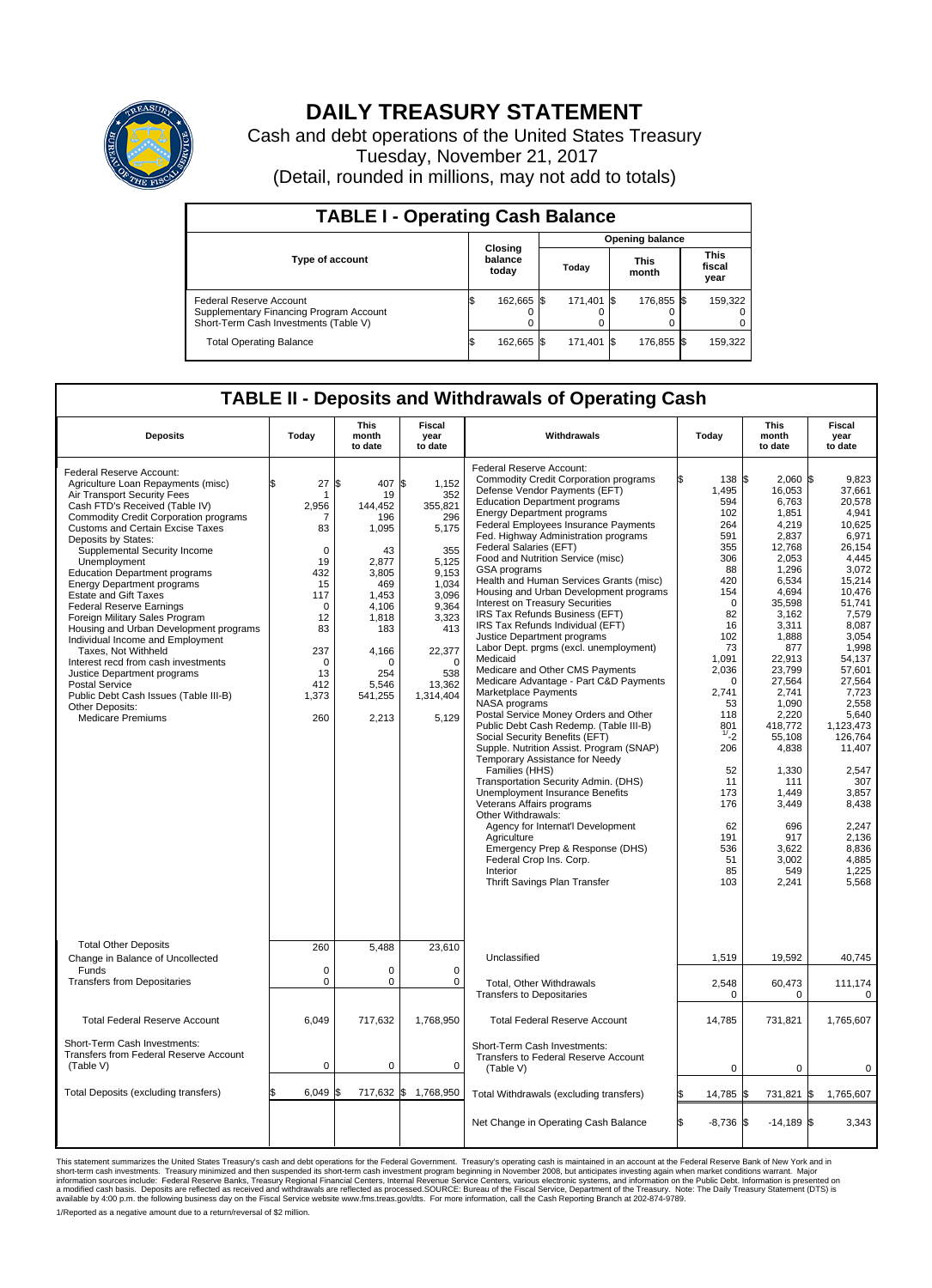# DAILY TREASURY STATEMENT

Cash and debt operations of the United States Treasury
Tuesday, November 21, 2017
(Detail, rounded in millions, may not add to totals)

## TABLE I - Operating Cash Balance

| Type of account | Closing balance today | Opening balance Today | Opening balance This month | Opening balance This fiscal year |
|---|---|---|---|---|
| Federal Reserve Account | $ 162,665 | $ 171,401 | $ 176,855 | $ 159,322 |
| Supplementary Financing Program Account | 0 | 0 | 0 | 0 |
| Short-Term Cash Investments (Table V) | 0 | 0 | 0 | 0 |
| Total Operating Balance | $ 162,665 | $ 171,401 | $ 176,855 | $ 159,322 |

## TABLE II - Deposits and Withdrawals of Operating Cash

| Deposits | Today | This month to date | Fiscal year to date |
|---|---|---|---|
| Federal Reserve Account: | | | |
| Agriculture Loan Repayments (misc) | $ 27 | $ 407 | $ 1,152 |
| Air Transport Security Fees | 1 | 19 | 352 |
| Cash FTD's Received (Table IV) | 2,956 | 144,452 | 355,821 |
| Commodity Credit Corporation programs | 7 | 196 | 296 |
| Customs and Certain Excise Taxes | 83 | 1,095 | 5,175 |
| Deposits by States: | | | |
| Supplemental Security Income | 0 | 43 | 355 |
| Unemployment | 19 | 2,877 | 5,125 |
| Education Department programs | 432 | 3,805 | 9,153 |
| Energy Department programs | 15 | 469 | 1,034 |
| Estate and Gift Taxes | 117 | 1,453 | 3,096 |
| Federal Reserve Earnings | 0 | 4,106 | 9,364 |
| Foreign Military Sales Program | 12 | 1,818 | 3,323 |
| Housing and Urban Development programs | 83 | 183 | 413 |
| Individual Income and Employment Taxes, Not Withheld | 237 | 4,166 | 22,377 |
| Interest recd from cash investments | 0 | 0 | 0 |
| Justice Department programs | 13 | 254 | 538 |
| Postal Service | 412 | 5,546 | 13,362 |
| Public Debt Cash Issues (Table III-B) | 1,373 | 541,255 | 1,314,404 |
| Other Deposits: | | | |
| Medicare Premiums | 260 | 2,213 | 5,129 |
| Total Other Deposits | 260 | 5,488 | 23,610 |
| Change in Balance of Uncollected Funds | 0 | 0 | 0 |
| Transfers from Depositaries | 0 | 0 | 0 |
| Total Federal Reserve Account | 6,049 | 717,632 | 1,768,950 |
| Short-Term Cash Investments: Transfers from Federal Reserve Account (Table V) | 0 | 0 | 0 |
| Total Deposits (excluding transfers) | $ 6,049 | $ 717,632 | $ 1,768,950 |

| Withdrawals | Today | This month to date | Fiscal year to date |
|---|---|---|---|
| Federal Reserve Account: | | | |
| Commodity Credit Corporation programs | $ 138 | $ 2,060 | $ 9,823 |
| Defense Vendor Payments (EFT) | 1,495 | 16,053 | 37,661 |
| Education Department programs | 594 | 6,763 | 20,578 |
| Energy Department programs | 102 | 1,851 | 4,941 |
| Federal Employees Insurance Payments | 264 | 4,219 | 10,625 |
| Fed. Highway Administration programs | 591 | 2,837 | 6,971 |
| Federal Salaries (EFT) | 355 | 12,768 | 26,154 |
| Food and Nutrition Service (misc) | 306 | 2,053 | 4,445 |
| GSA programs | 88 | 1,296 | 3,072 |
| Health and Human Services Grants (misc) | 420 | 6,534 | 15,214 |
| Housing and Urban Development programs | 154 | 4,694 | 10,476 |
| Interest on Treasury Securities | 0 | 35,598 | 51,741 |
| IRS Tax Refunds Business (EFT) | 82 | 3,162 | 7,579 |
| IRS Tax Refunds Individual (EFT) | 16 | 3,311 | 8,087 |
| Justice Department programs | 102 | 1,888 | 3,054 |
| Labor Dept. prgms (excl. unemployment) | 73 | 877 | 1,998 |
| Medicaid | 1,091 | 22,913 | 54,137 |
| Medicare and Other CMS Payments | 2,036 | 23,799 | 57,601 |
| Medicare Advantage - Part C&D Payments | 0 | 27,564 | 27,564 |
| Marketplace Payments | 2,741 | 2,741 | 7,723 |
| NASA programs | 53 | 1,090 | 2,558 |
| Postal Service Money Orders and Other | 118 | 2,220 | 5,640 |
| Public Debt Cash Redemp. (Table III-B) | 801 | 418,772 | 1,123,473 |
| Social Security Benefits (EFT) | 1/ -2 | 55,108 | 126,764 |
| Supple. Nutrition Assist. Program (SNAP) | 206 | 4,838 | 11,407 |
| Temporary Assistance for Needy Families (HHS) | 52 | 1,330 | 2,547 |
| Transportation Security Admin. (DHS) | 11 | 111 | 307 |
| Unemployment Insurance Benefits | 173 | 1,449 | 3,857 |
| Veterans Affairs programs | 176 | 3,449 | 8,438 |
| Other Withdrawals: | | | |
| Agency for Internat'l Development | 62 | 696 | 2,247 |
| Agriculture | 191 | 917 | 2,136 |
| Emergency Prep & Response (DHS) | 536 | 3,622 | 8,836 |
| Federal Crop Ins. Corp. | 51 | 3,002 | 4,885 |
| Interior | 85 | 549 | 1,225 |
| Thrift Savings Plan Transfer | 103 | 2,241 | 5,568 |
| Unclassified | 1,519 | 19,592 | 40,745 |
| Total, Other Withdrawals | 2,548 | 60,473 | 111,174 |
| Transfers to Depositaries | 0 | 0 | 0 |
| Total Federal Reserve Account | 14,785 | 731,821 | 1,765,607 |
| Short-Term Cash Investments: Transfers to Federal Reserve Account (Table V) | 0 | 0 | 0 |
| Total Withdrawals (excluding transfers) | $ 14,785 | $ 731,821 | $ 1,765,607 |
| Net Change in Operating Cash Balance | $ -8,736 | $ -14,189 | $ 3,343 |

This statement summarizes the United States Treasury's cash and debt operations for the Federal Government. Treasury's operating cash is maintained in an account at the Federal Reserve Bank of New York and in short-term cash investments. Treasury minimized and then suspended its short-term cash investment program beginning in November 2008, but anticipates investing again when market conditions warrant. Major information sources include: Federal Reserve Banks, Treasury Regional Financial Centers, Internal Revenue Service Centers, various electronic systems, and information on the Public Debt. Information is presented on a modified cash basis. Deposits are reflected as received and withdrawals are reflected as processed.SOURCE: Bureau of the Fiscal Service, Department of the Treasury. Note: The Daily Treasury Statement (DTS) is available by 4:00 p.m. the following business day on the Fiscal Service website www.fms.treas.gov/dts. For more information, call the Cash Reporting Branch at 202-874-9789.

1/Reported as a negative amount due to a return/reversal of $2 million.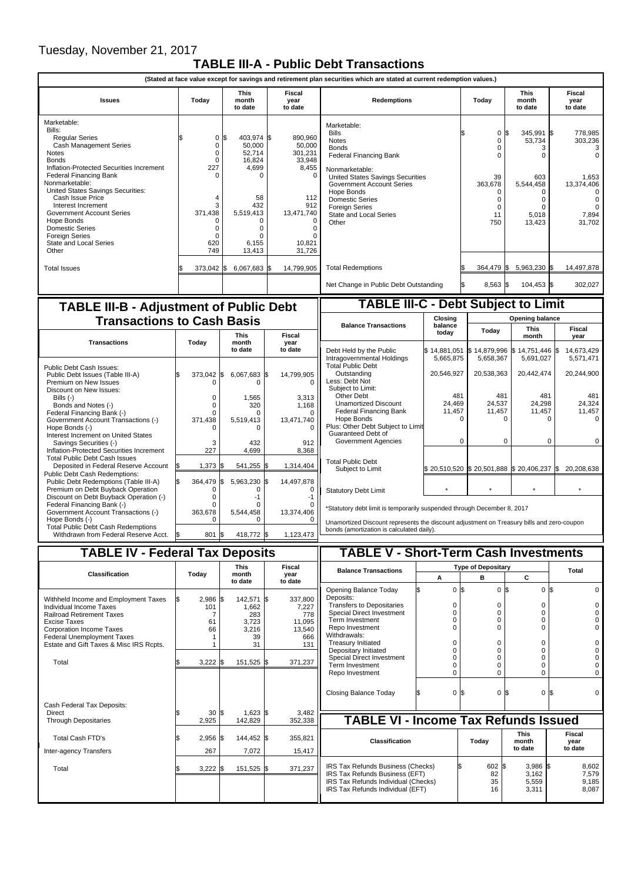Tuesday, November 21, 2017

# TABLE III-A - Public Debt Transactions

(Stated at face value except for savings and retirement plan securities which are stated at current redemption values.)

| Issues | Today | This month to date | Fiscal year to date |
|---|---|---|---|
| Marketable: | | | |
| Bills: | | | |
| Regular Series | $ 0 | $ 403,974 | $ 890,960 |
| Cash Management Series | 0 | 50,000 | 50,000 |
| Notes | 0 | 52,714 | 301,231 |
| Bonds | 0 | 16,824 | 33,948 |
| Inflation-Protected Securities Increment | 227 | 4,699 | 8,455 |
| Federal Financing Bank | 0 | 0 | 0 |
| Nonmarketable: | | | |
| United States Savings Securities: | | | |
| Cash Issue Price | 4 | 58 | 112 |
| Interest Increment | 3 | 432 | 912 |
| Government Account Series | 371,438 | 5,519,413 | 13,471,740 |
| Hope Bonds | 0 | 0 | 0 |
| Domestic Series | 0 | 0 | 0 |
| Foreign Series | 0 | 0 | 0 |
| State and Local Series | 620 | 6,155 | 10,821 |
| Other | 749 | 13,413 | 31,726 |
| Total Issues | $ 373,042 | $ 6,067,683 | $ 14,799,905 |

| Redemptions | Today | This month to date | Fiscal year to date |
|---|---|---|---|
| Marketable: | | | |
| Bills | $ 0 | $ 345,991 | $ 778,985 |
| Notes | 0 | 53,734 | 303,236 |
| Bonds | 0 | 3 | 3 |
| Federal Financing Bank | 0 | 0 | 0 |
| Nonmarketable: | | | |
| United States Savings Securities | 39 | 603 | 1,653 |
| Government Account Series | 363,678 | 5,544,458 | 13,374,406 |
| Hope Bonds | 0 | 0 | 0 |
| Domestic Series | 0 | 0 | 0 |
| Foreign Series | 0 | 0 | 0 |
| State and Local Series | 11 | 5,018 | 7,894 |
| Other | 750 | 13,423 | 31,702 |
| Total Redemptions | $ 364,479 | $ 5,963,230 | $ 14,497,878 |
| Net Change in Public Debt Outstanding | $ 8,563 | $ 104,453 | $ 302,027 |

# TABLE III-B - Adjustment of Public Debt Transactions to Cash Basis

| Transactions | Today | This month to date | Fiscal year to date |
|---|---|---|---|
| Public Debt Cash Issues: | | | |
| Public Debt Issues (Table III-A) | $ 373,042 | $ 6,067,683 | $ 14,799,905 |
| Premium on New Issues | 0 | 0 | 0 |
| Discount on New Issues: | | | |
| Bills (-) | 0 | 1,565 | 3,313 |
| Bonds and Notes (-) | 0 | 320 | 1,168 |
| Federal Financing Bank (-) | 0 | 0 | 0 |
| Government Account Transactions (-) | 371,438 | 5,519,413 | 13,471,740 |
| Hope Bonds (-) | 0 | 0 | 0 |
| Interest Increment on United States Savings Securities (-) | 3 | 432 | 912 |
| Inflation-Protected Securities Increment | 227 | 4,699 | 8,368 |
| Total Public Debt Cash Issues Deposited in Federal Reserve Account | $ 1,373 | $ 541,255 | $ 1,314,404 |
| Public Debt Cash Redemptions: | | | |
| Public Debt Redemptions (Table III-A) | $ 364,479 | $ 5,963,230 | $ 14,497,878 |
| Premium on Debt Buyback Operation | 0 | 0 | 0 |
| Discount on Debt Buyback Operation (-) | 0 | -1 | -1 |
| Federal Financing Bank (-) | 0 | 0 | 0 |
| Government Account Transactions (-) | 363,678 | 5,544,458 | 13,374,406 |
| Hope Bonds (-) | 0 | 0 | 0 |
| Total Public Debt Cash Redemptions Withdrawn from Federal Reserve Acct. | $ 801 | $ 418,772 | $ 1,123,473 |

# TABLE III-C - Debt Subject to Limit

| Balance Transactions | Closing balance today | Opening balance Today | Opening balance This month | Opening balance Fiscal year |
|---|---|---|---|---|
| Debt Held by the Public | $ 14,881,051 | $ 14,879,996 | $ 14,751,446 | $ 14,673,429 |
| Intragovernmental Holdings | 5,665,875 | 5,658,367 | 5,691,027 | 5,571,471 |
| Total Public Debt Outstanding | 20,546,927 | 20,538,363 | 20,442,474 | 20,244,900 |
| Less: Debt Not Subject to Limit: | | | | |
| Other Debt | 481 | 481 | 481 | 481 |
| Unamortized Discount | 24,469 | 24,537 | 24,298 | 24,324 |
| Federal Financing Bank | 11,457 | 11,457 | 11,457 | 11,457 |
| Hope Bonds | 0 | 0 | 0 | 0 |
| Plus: Other Debt Subject to Limit | | | | |
| Guaranteed Debt of Government Agencies | 0 | 0 | 0 | 0 |
| Total Public Debt Subject to Limit | $ 20,510,520 | $ 20,501,888 | $ 20,406,237 | $ 20,208,638 |
| Statutory Debt Limit | * | * | * | * |

*Statutory debt limit is temporarily suspended through December 8, 2017

Unamortized Discount represents the discount adjustment on Treasury bills and zero-coupon bonds (amortization is calculated daily).

# TABLE IV - Federal Tax Deposits

| Classification | Today | This month to date | Fiscal year to date |
|---|---|---|---|
| Withheld Income and Employment Taxes | $ 2,986 | $ 142,571 | $ 337,800 |
| Individual Income Taxes | 101 | 1,662 | 7,227 |
| Railroad Retirement Taxes | 7 | 283 | 778 |
| Excise Taxes | 61 | 3,723 | 11,095 |
| Corporation Income Taxes | 66 | 3,216 | 13,540 |
| Federal Unemployment Taxes | 1 | 39 | 666 |
| Estate and Gift Taxes & Misc IRS Rcpts. | 1 | 31 | 131 |
| Total | $ 3,222 | $ 151,525 | $ 371,237 |
| Cash Federal Tax Deposits: | | | |
| Direct | $ 30 | $ 1,623 | $ 3,482 |
| Through Depositaries | 2,925 | 142,829 | 352,338 |
| Total Cash FTD's | $ 2,956 | $ 144,452 | $ 355,821 |
| Inter-agency Transfers | 267 | 7,072 | 15,417 |
| Total | $ 3,222 | $ 151,525 | $ 371,237 |

# TABLE V - Short-Term Cash Investments

| Balance Transactions | Type of Depositary A | Type of Depositary B | Type of Depositary C | Total |
|---|---|---|---|---|
| Opening Balance Today | $ 0 | $ 0 | $ 0 | $ 0 |
| Deposits: | | | | |
| Transfers to Depositaries | 0 | 0 | 0 | 0 |
| Special Direct Investment | 0 | 0 | 0 | 0 |
| Term Investment | 0 | 0 | 0 | 0 |
| Repo Investment | 0 | 0 | 0 | 0 |
| Withdrawals: | | | | |
| Treasury Initiated | 0 | 0 | 0 | 0 |
| Depositary Initiated | 0 | 0 | 0 | 0 |
| Special Direct Investment | 0 | 0 | 0 | 0 |
| Term Investment | 0 | 0 | 0 | 0 |
| Repo Investment | 0 | 0 | 0 | 0 |
| Closing Balance Today | $ 0 | $ 0 | $ 0 | $ 0 |

# TABLE VI - Income Tax Refunds Issued

| Classification | Today | This month to date | Fiscal year to date |
|---|---|---|---|
| IRS Tax Refunds Business (Checks) | $ 602 | $ 3,986 | $ 8,602 |
| IRS Tax Refunds Business (EFT) | 82 | 3,162 | 7,579 |
| IRS Tax Refunds Individual (Checks) | 35 | 5,559 | 9,185 |
| IRS Tax Refunds Individual (EFT) | 16 | 3,311 | 8,087 |